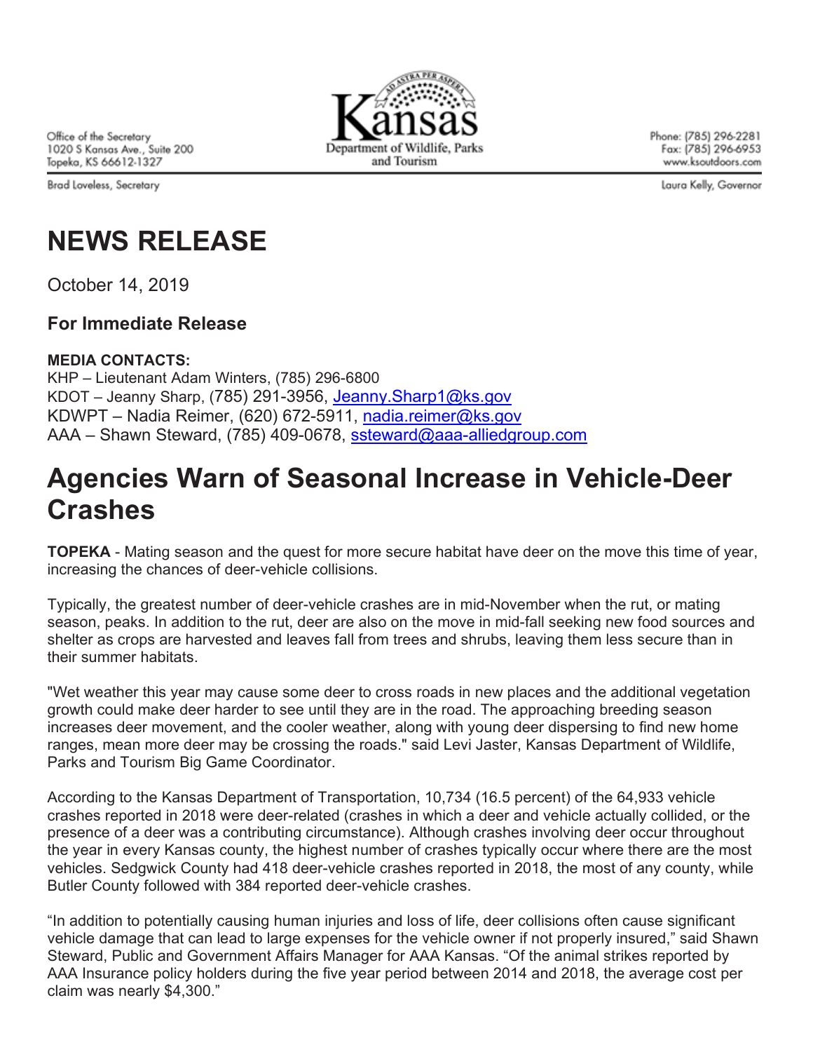Office of the Secretary
1020 S Kansas Ave., Suite 200
Topeka, KS 66612-1327

Brad Loveless, Secretary

Kansas
Department of Wildlife, Parks and Tourism

Phone: (785) 296-2281
Fax: (785) 296-6953
www.ksoutdoors.com

Laura Kelly, Governor

# NEWS RELEASE

October 14, 2019

### For Immediate Release

**MEDIA CONTACTS:**
KHP – Lieutenant Adam Winters, (785) 296-6800
KDOT – Jeanny Sharp, (785) 291-3956, Jeanny.Sharp1@ks.gov
KDWPT – Nadia Reimer, (620) 672-5911, nadia.reimer@ks.gov
AAA – Shawn Steward, (785) 409-0678, ssteward@aaa-alliedgroup.com

# Agencies Warn of Seasonal Increase in Vehicle-Deer Crashes

**TOPEKA** - Mating season and the quest for more secure habitat have deer on the move this time of year, increasing the chances of deer-vehicle collisions.

Typically, the greatest number of deer-vehicle crashes are in mid-November when the rut, or mating season, peaks. In addition to the rut, deer are also on the move in mid-fall seeking new food sources and shelter as crops are harvested and leaves fall from trees and shrubs, leaving them less secure than in their summer habitats.

"Wet weather this year may cause some deer to cross roads in new places and the additional vegetation growth could make deer harder to see until they are in the road. The approaching breeding season increases deer movement, and the cooler weather, along with young deer dispersing to find new home ranges, mean more deer may be crossing the roads." said Levi Jaster, Kansas Department of Wildlife, Parks and Tourism Big Game Coordinator.

According to the Kansas Department of Transportation, 10,734 (16.5 percent) of the 64,933 vehicle crashes reported in 2018 were deer-related (crashes in which a deer and vehicle actually collided, or the presence of a deer was a contributing circumstance). Although crashes involving deer occur throughout the year in every Kansas county, the highest number of crashes typically occur where there are the most vehicles. Sedgwick County had 418 deer-vehicle crashes reported in 2018, the most of any county, while Butler County followed with 384 reported deer-vehicle crashes.

"In addition to potentially causing human injuries and loss of life, deer collisions often cause significant vehicle damage that can lead to large expenses for the vehicle owner if not properly insured," said Shawn Steward, Public and Government Affairs Manager for AAA Kansas. "Of the animal strikes reported by AAA Insurance policy holders during the five year period between 2014 and 2018, the average cost per claim was nearly $4,300."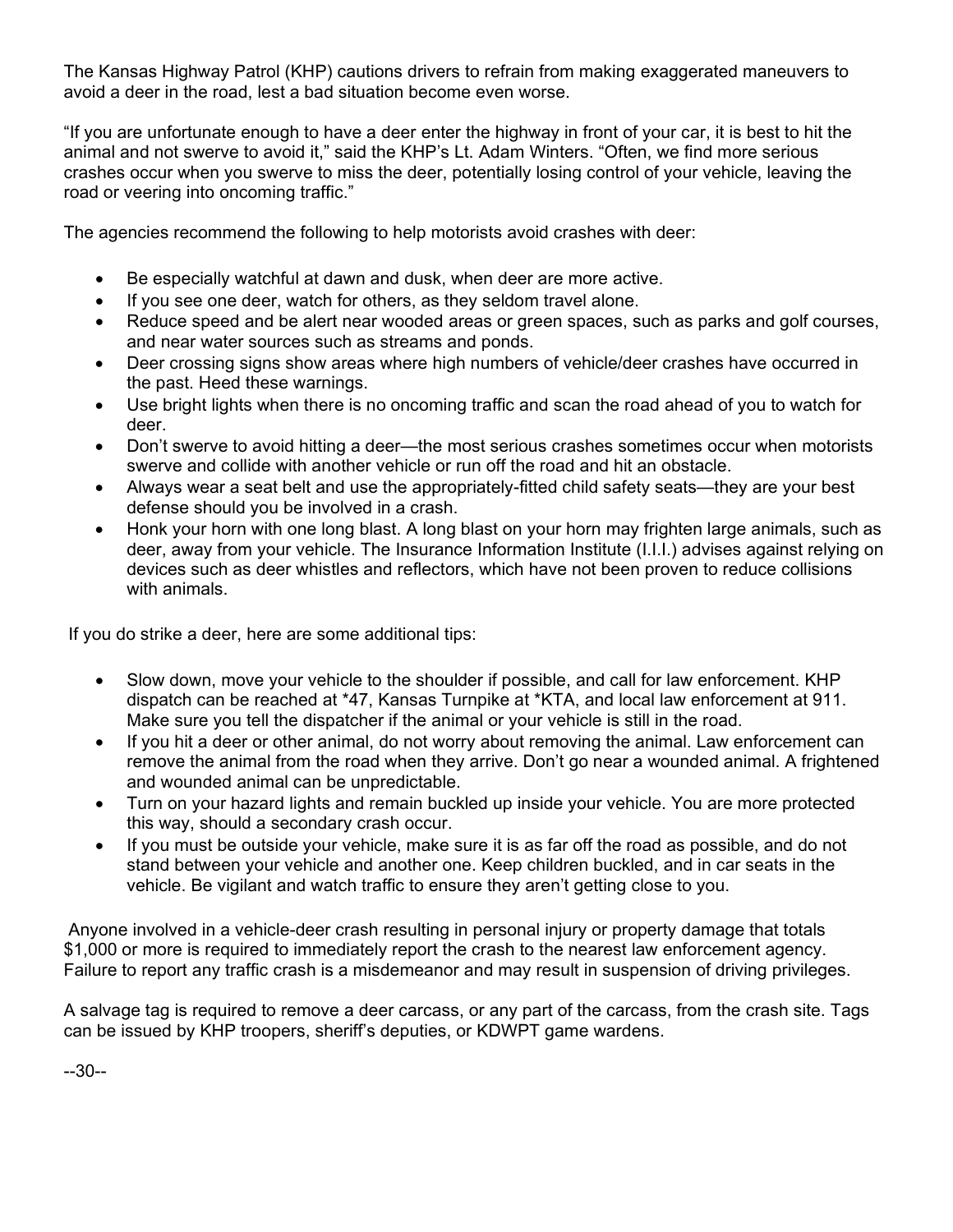The Kansas Highway Patrol (KHP) cautions drivers to refrain from making exaggerated maneuvers to avoid a deer in the road, lest a bad situation become even worse.

"If you are unfortunate enough to have a deer enter the highway in front of your car, it is best to hit the animal and not swerve to avoid it," said the KHP's Lt. Adam Winters. "Often, we find more serious crashes occur when you swerve to miss the deer, potentially losing control of your vehicle, leaving the road or veering into oncoming traffic."

The agencies recommend the following to help motorists avoid crashes with deer:

- Be especially watchful at dawn and dusk, when deer are more active.
- If you see one deer, watch for others, as they seldom travel alone.
- Reduce speed and be alert near wooded areas or green spaces, such as parks and golf courses, and near water sources such as streams and ponds.
- Deer crossing signs show areas where high numbers of vehicle/deer crashes have occurred in the past. Heed these warnings.
- Use bright lights when there is no oncoming traffic and scan the road ahead of you to watch for deer.
- Don't swerve to avoid hitting a deer—the most serious crashes sometimes occur when motorists swerve and collide with another vehicle or run off the road and hit an obstacle.
- Always wear a seat belt and use the appropriately-fitted child safety seats—they are your best defense should you be involved in a crash.
- Honk your horn with one long blast. A long blast on your horn may frighten large animals, such as deer, away from your vehicle. The Insurance Information Institute (I.I.I.) advises against relying on devices such as deer whistles and reflectors, which have not been proven to reduce collisions with animals.

If you do strike a deer, here are some additional tips:

- Slow down, move your vehicle to the shoulder if possible, and call for law enforcement. KHP dispatch can be reached at *47, Kansas Turnpike at *KTA, and local law enforcement at 911. Make sure you tell the dispatcher if the animal or your vehicle is still in the road.
- If you hit a deer or other animal, do not worry about removing the animal. Law enforcement can remove the animal from the road when they arrive. Don't go near a wounded animal. A frightened and wounded animal can be unpredictable.
- Turn on your hazard lights and remain buckled up inside your vehicle. You are more protected this way, should a secondary crash occur.
- If you must be outside your vehicle, make sure it is as far off the road as possible, and do not stand between your vehicle and another one. Keep children buckled, and in car seats in the vehicle. Be vigilant and watch traffic to ensure they aren't getting close to you.

Anyone involved in a vehicle-deer crash resulting in personal injury or property damage that totals $1,000 or more is required to immediately report the crash to the nearest law enforcement agency. Failure to report any traffic crash is a misdemeanor and may result in suspension of driving privileges.

A salvage tag is required to remove a deer carcass, or any part of the carcass, from the crash site. Tags can be issued by KHP troopers, sheriff's deputies, or KDWPT game wardens.

--30--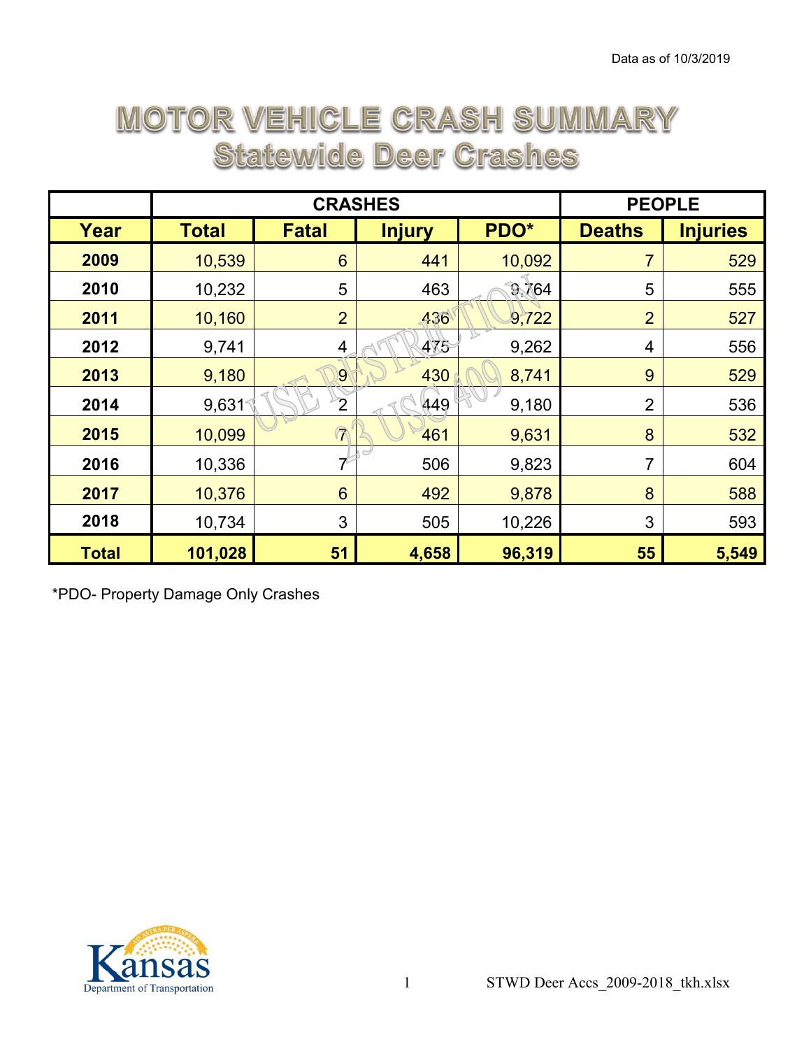Data as of 10/3/2019

# MOTOR VEHICLE CRASH SUMMARY
## Statewide Deer Crashes

| | CRASHES | | | | PEOPLE | |
|---|---|---|---|---|---|---|
| **Year** | **Total** | **Fatal** | **Injury** | **PDO*** | **Deaths** | **Injuries** |
| **2009** | 10,539 | 6 | 441 | 10,092 | 7 | 529 |
| **2010** | 10,232 | 5 | 463 | 9,764 | 5 | 555 |
| **2011** | 10,160 | 2 | 436 | 9,722 | 2 | 527 |
| **2012** | 9,741 | 4 | 475 | 9,262 | 4 | 556 |
| **2013** | 9,180 | 9 | 430 | 8,741 | 9 | 529 |
| **2014** | 9,631 | 2 | 449 | 9,180 | 2 | 536 |
| **2015** | 10,099 | 7 | 461 | 9,631 | 8 | 532 |
| **2016** | 10,336 | 7 | 506 | 9,823 | 7 | 604 |
| **2017** | 10,376 | 6 | 492 | 9,878 | 8 | 588 |
| **2018** | 10,734 | 3 | 505 | 10,226 | 3 | 593 |
| **Total** | **101,028** | **51** | **4,658** | **96,319** | **55** | **5,549** |

*PDO- Property Damage Only Crashes

USE RESTRICTION 23 USC 409

Kansas Department of Transportation

STWD Deer Accs_2009-2018_tkh.xlsx